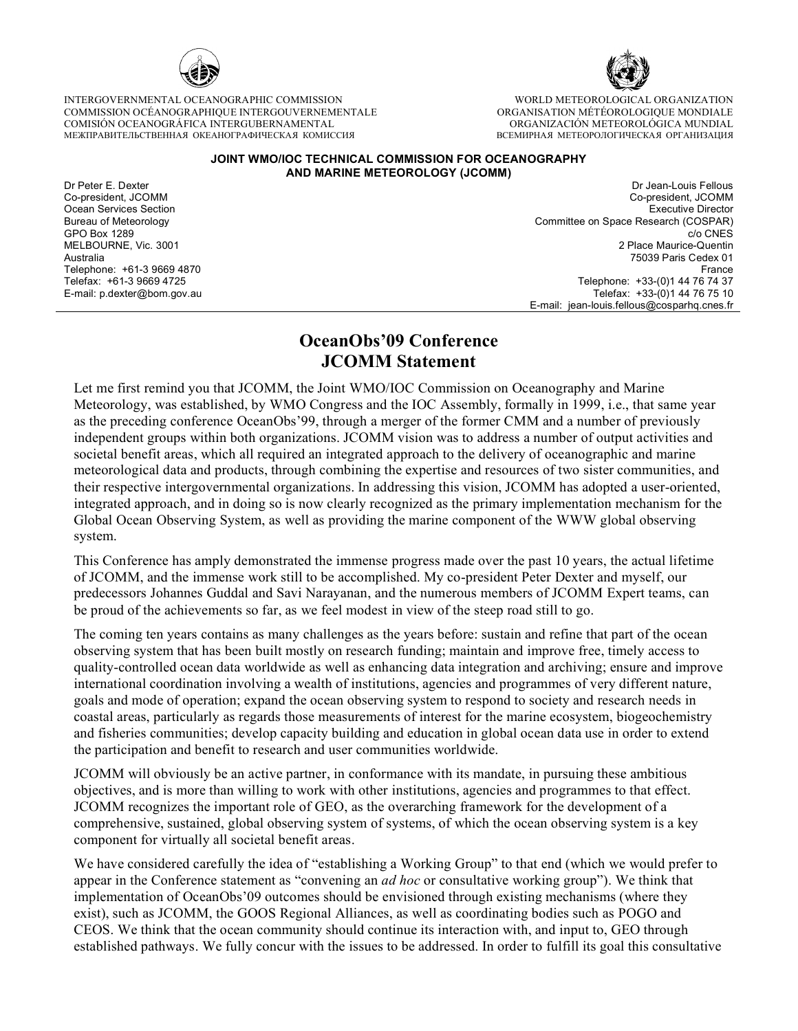INTERGOVERNMENTAL OCEANOGRAPHIC COMMISSION
COMMISSION OCÉANOGRAPHIQUE INTERGOUVERNEMENTALE
COMISIÓN OCEANOGRÁFICA INTERGUBERNAMENTAL
МЕЖПРАВИТЕЛЬСТВЕННАЯ ОКЕАНОГРАФИЧЕСКАЯ КОМИССИЯ

WORLD METEOROLOGICAL ORGANIZATION
ORGANISATION MÉTÉOROLOGIQUE MONDIALE
ORGANIZACIÓN METEOROLÓGICA MUNDIAL
ВСЕМИРНАЯ МЕТЕОРОЛОГИЧЕСКАЯ ОРГАНИЗАЦИЯ

**JOINT WMO/IOC TECHNICAL COMMISSION FOR OCEANOGRAPHY AND MARINE METEOROLOGY (JCOMM)**

Dr Peter E. Dexter
Co-president, JCOMM
Ocean Services Section
Bureau of Meteorology
GPO Box 1289
MELBOURNE, Vic. 3001
Australia
Telephone: +61-3 9669 4870
Telefax: +61-3 9669 4725
E-mail: p.dexter@bom.gov.au

Dr Jean-Louis Fellous
Co-president, JCOMM
Executive Director
Committee on Space Research (COSPAR)
c/o CNES
2 Place Maurice-Quentin
75039 Paris Cedex 01
France
Telephone: +33-(0)1 44 76 74 37
Telefax: +33-(0)1 44 76 75 10
E-mail: jean-louis.fellous@cosparhq.cnes.fr

# OceanObs'09 Conference JCOMM Statement

Let me first remind you that JCOMM, the Joint WMO/IOC Commission on Oceanography and Marine Meteorology, was established, by WMO Congress and the IOC Assembly, formally in 1999, i.e., that same year as the preceding conference OceanObs'99, through a merger of the former CMM and a number of previously independent groups within both organizations. JCOMM vision was to address a number of output activities and societal benefit areas, which all required an integrated approach to the delivery of oceanographic and marine meteorological data and products, through combining the expertise and resources of two sister communities, and their respective intergovernmental organizations. In addressing this vision, JCOMM has adopted a user-oriented, integrated approach, and in doing so is now clearly recognized as the primary implementation mechanism for the Global Ocean Observing System, as well as providing the marine component of the WWW global observing system.

This Conference has amply demonstrated the immense progress made over the past 10 years, the actual lifetime of JCOMM, and the immense work still to be accomplished. My co-president Peter Dexter and myself, our predecessors Johannes Guddal and Savi Narayanan, and the numerous members of JCOMM Expert teams, can be proud of the achievements so far, as we feel modest in view of the steep road still to go.

The coming ten years contains as many challenges as the years before: sustain and refine that part of the ocean observing system that has been built mostly on research funding; maintain and improve free, timely access to quality-controlled ocean data worldwide as well as enhancing data integration and archiving; ensure and improve international coordination involving a wealth of institutions, agencies and programmes of very different nature, goals and mode of operation; expand the ocean observing system to respond to society and research needs in coastal areas, particularly as regards those measurements of interest for the marine ecosystem, biogeochemistry and fisheries communities; develop capacity building and education in global ocean data use in order to extend the participation and benefit to research and user communities worldwide.

JCOMM will obviously be an active partner, in conformance with its mandate, in pursuing these ambitious objectives, and is more than willing to work with other institutions, agencies and programmes to that effect. JCOMM recognizes the important role of GEO, as the overarching framework for the development of a comprehensive, sustained, global observing system of systems, of which the ocean observing system is a key component for virtually all societal benefit areas.

We have considered carefully the idea of "establishing a Working Group" to that end (which we would prefer to appear in the Conference statement as "convening an *ad hoc* or consultative working group"). We think that implementation of OceanObs'09 outcomes should be envisioned through existing mechanisms (where they exist), such as JCOMM, the GOOS Regional Alliances, as well as coordinating bodies such as POGO and CEOS. We think that the ocean community should continue its interaction with, and input to, GEO through established pathways. We fully concur with the issues to be addressed. In order to fulfill its goal this consultative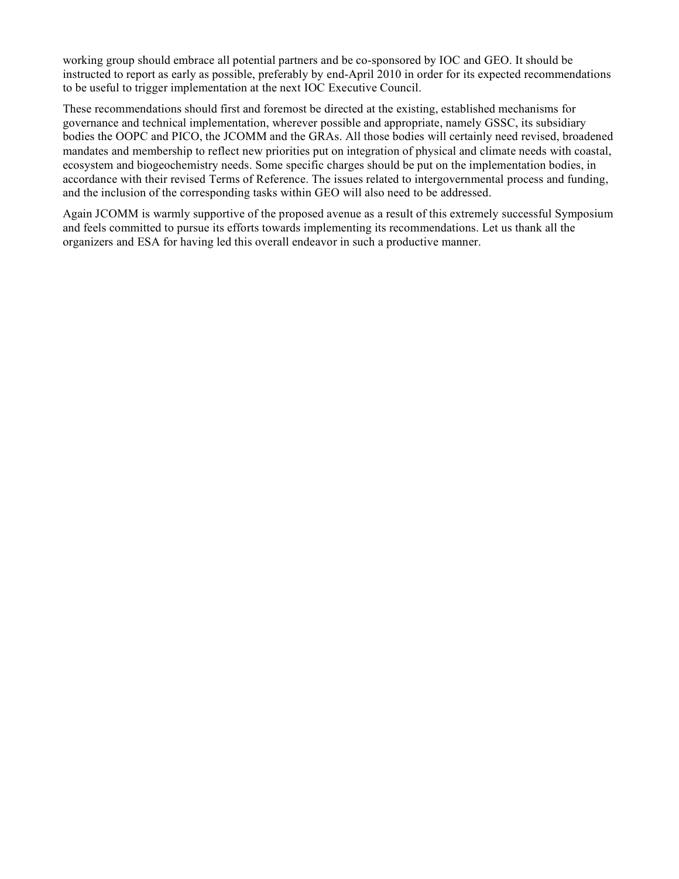working group should embrace all potential partners and be co-sponsored by IOC and GEO. It should be instructed to report as early as possible, preferably by end-April 2010 in order for its expected recommendations to be useful to trigger implementation at the next IOC Executive Council.

These recommendations should first and foremost be directed at the existing, established mechanisms for governance and technical implementation, wherever possible and appropriate, namely GSSC, its subsidiary bodies the OOPC and PICO, the JCOMM and the GRAs. All those bodies will certainly need revised, broadened mandates and membership to reflect new priorities put on integration of physical and climate needs with coastal, ecosystem and biogeochemistry needs. Some specific charges should be put on the implementation bodies, in accordance with their revised Terms of Reference. The issues related to intergovernmental process and funding, and the inclusion of the corresponding tasks within GEO will also need to be addressed.

Again JCOMM is warmly supportive of the proposed avenue as a result of this extremely successful Symposium and feels committed to pursue its efforts towards implementing its recommendations. Let us thank all the organizers and ESA for having led this overall endeavor in such a productive manner.